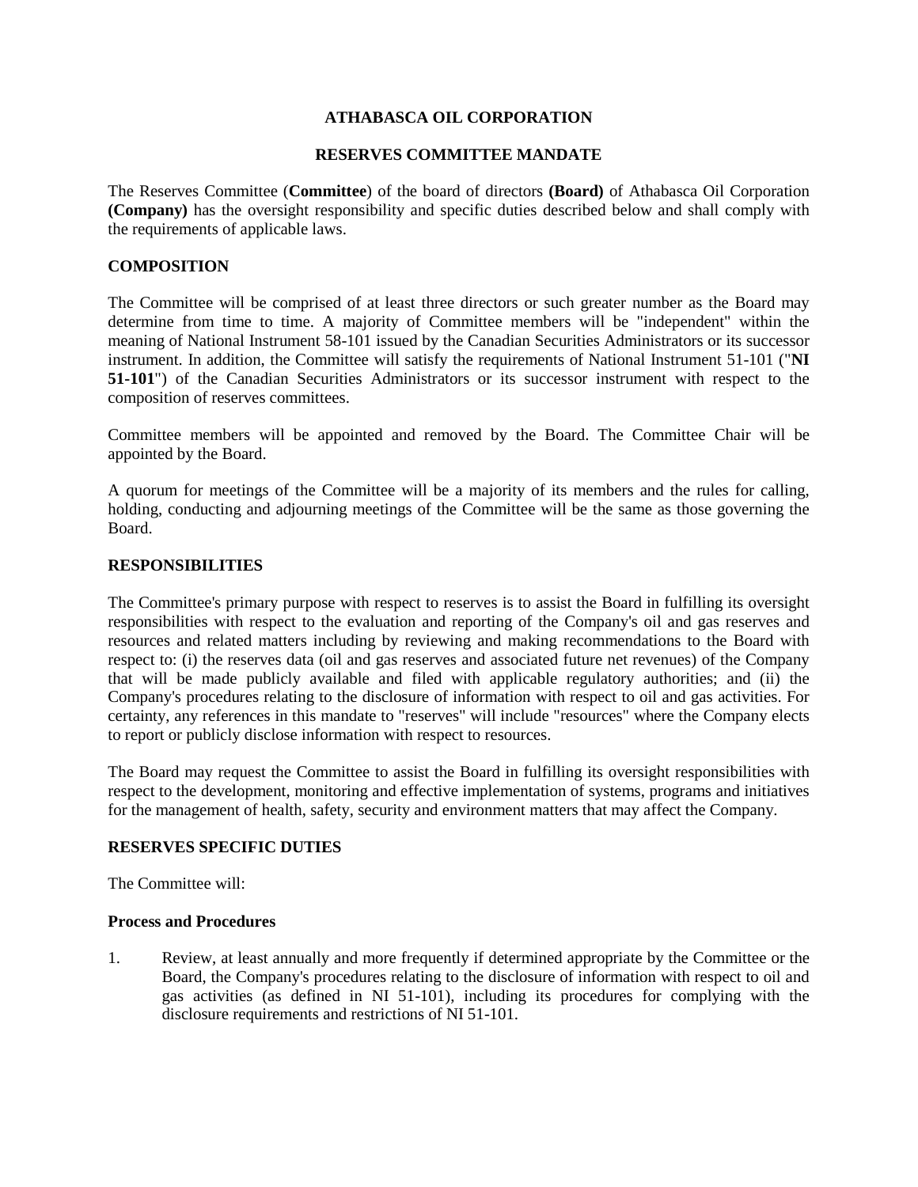# ATHABASCA OIL CORPORATION

## RESERVES COMMITTEE MANDATE

The Reserves Committee (**Committee**) of the board of directors **(Board)** of Athabasca Oil Corporation **(Company)** has the oversight responsibility and specific duties described below and shall comply with the requirements of applicable laws.

### COMPOSITION

The Committee will be comprised of at least three directors or such greater number as the Board may determine from time to time. A majority of Committee members will be "independent" within the meaning of National Instrument 58-101 issued by the Canadian Securities Administrators or its successor instrument. In addition, the Committee will satisfy the requirements of National Instrument 51-101 ("**NI 51-101**") of the Canadian Securities Administrators or its successor instrument with respect to the composition of reserves committees.

Committee members will be appointed and removed by the Board. The Committee Chair will be appointed by the Board.

A quorum for meetings of the Committee will be a majority of its members and the rules for calling, holding, conducting and adjourning meetings of the Committee will be the same as those governing the Board.

### RESPONSIBILITIES

The Committee's primary purpose with respect to reserves is to assist the Board in fulfilling its oversight responsibilities with respect to the evaluation and reporting of the Company's oil and gas reserves and resources and related matters including by reviewing and making recommendations to the Board with respect to: (i) the reserves data (oil and gas reserves and associated future net revenues) of the Company that will be made publicly available and filed with applicable regulatory authorities; and (ii) the Company's procedures relating to the disclosure of information with respect to oil and gas activities. For certainty, any references in this mandate to "reserves" will include "resources" where the Company elects to report or publicly disclose information with respect to resources.

The Board may request the Committee to assist the Board in fulfilling its oversight responsibilities with respect to the development, monitoring and effective implementation of systems, programs and initiatives for the management of health, safety, security and environment matters that may affect the Company.

### RESERVES SPECIFIC DUTIES

The Committee will:

#### Process and Procedures

1. Review, at least annually and more frequently if determined appropriate by the Committee or the Board, the Company's procedures relating to the disclosure of information with respect to oil and gas activities (as defined in NI 51-101), including its procedures for complying with the disclosure requirements and restrictions of NI 51-101.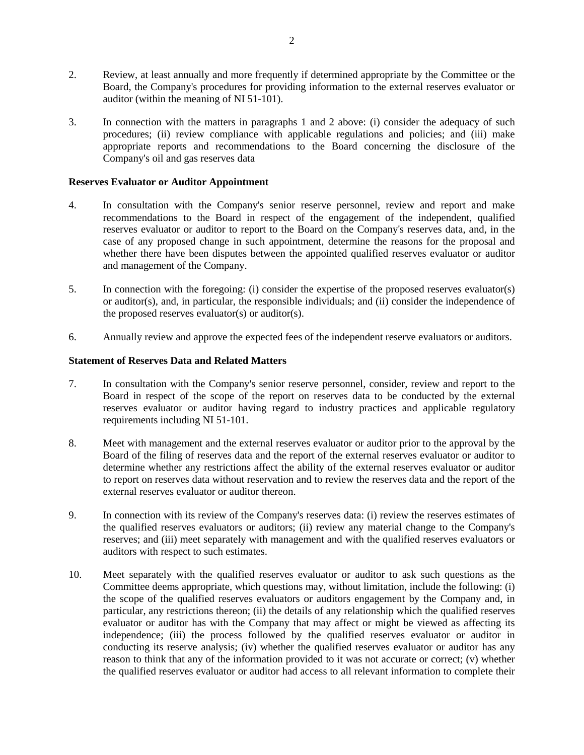2. Review, at least annually and more frequently if determined appropriate by the Committee or the Board, the Company's procedures for providing information to the external reserves evaluator or auditor (within the meaning of NI 51-101).

3. In connection with the matters in paragraphs 1 and 2 above: (i) consider the adequacy of such procedures; (ii) review compliance with applicable regulations and policies; and (iii) make appropriate reports and recommendations to the Board concerning the disclosure of the Company's oil and gas reserves data

**Reserves Evaluator or Auditor Appointment**

4. In consultation with the Company's senior reserve personnel, review and report and make recommendations to the Board in respect of the engagement of the independent, qualified reserves evaluator or auditor to report to the Board on the Company's reserves data, and, in the case of any proposed change in such appointment, determine the reasons for the proposal and whether there have been disputes between the appointed qualified reserves evaluator or auditor and management of the Company.

5. In connection with the foregoing: (i) consider the expertise of the proposed reserves evaluator(s) or auditor(s), and, in particular, the responsible individuals; and (ii) consider the independence of the proposed reserves evaluator(s) or auditor(s).

6. Annually review and approve the expected fees of the independent reserve evaluators or auditors.

**Statement of Reserves Data and Related Matters**

7. In consultation with the Company's senior reserve personnel, consider, review and report to the Board in respect of the scope of the report on reserves data to be conducted by the external reserves evaluator or auditor having regard to industry practices and applicable regulatory requirements including NI 51-101.

8. Meet with management and the external reserves evaluator or auditor prior to the approval by the Board of the filing of reserves data and the report of the external reserves evaluator or auditor to determine whether any restrictions affect the ability of the external reserves evaluator or auditor to report on reserves data without reservation and to review the reserves data and the report of the external reserves evaluator or auditor thereon.

9. In connection with its review of the Company's reserves data: (i) review the reserves estimates of the qualified reserves evaluators or auditors; (ii) review any material change to the Company's reserves; and (iii) meet separately with management and with the qualified reserves evaluators or auditors with respect to such estimates.

10. Meet separately with the qualified reserves evaluator or auditor to ask such questions as the Committee deems appropriate, which questions may, without limitation, include the following: (i) the scope of the qualified reserves evaluators or auditors engagement by the Company and, in particular, any restrictions thereon; (ii) the details of any relationship which the qualified reserves evaluator or auditor has with the Company that may affect or might be viewed as affecting its independence; (iii) the process followed by the qualified reserves evaluator or auditor in conducting its reserve analysis; (iv) whether the qualified reserves evaluator or auditor has any reason to think that any of the information provided to it was not accurate or correct; (v) whether the qualified reserves evaluator or auditor had access to all relevant information to complete their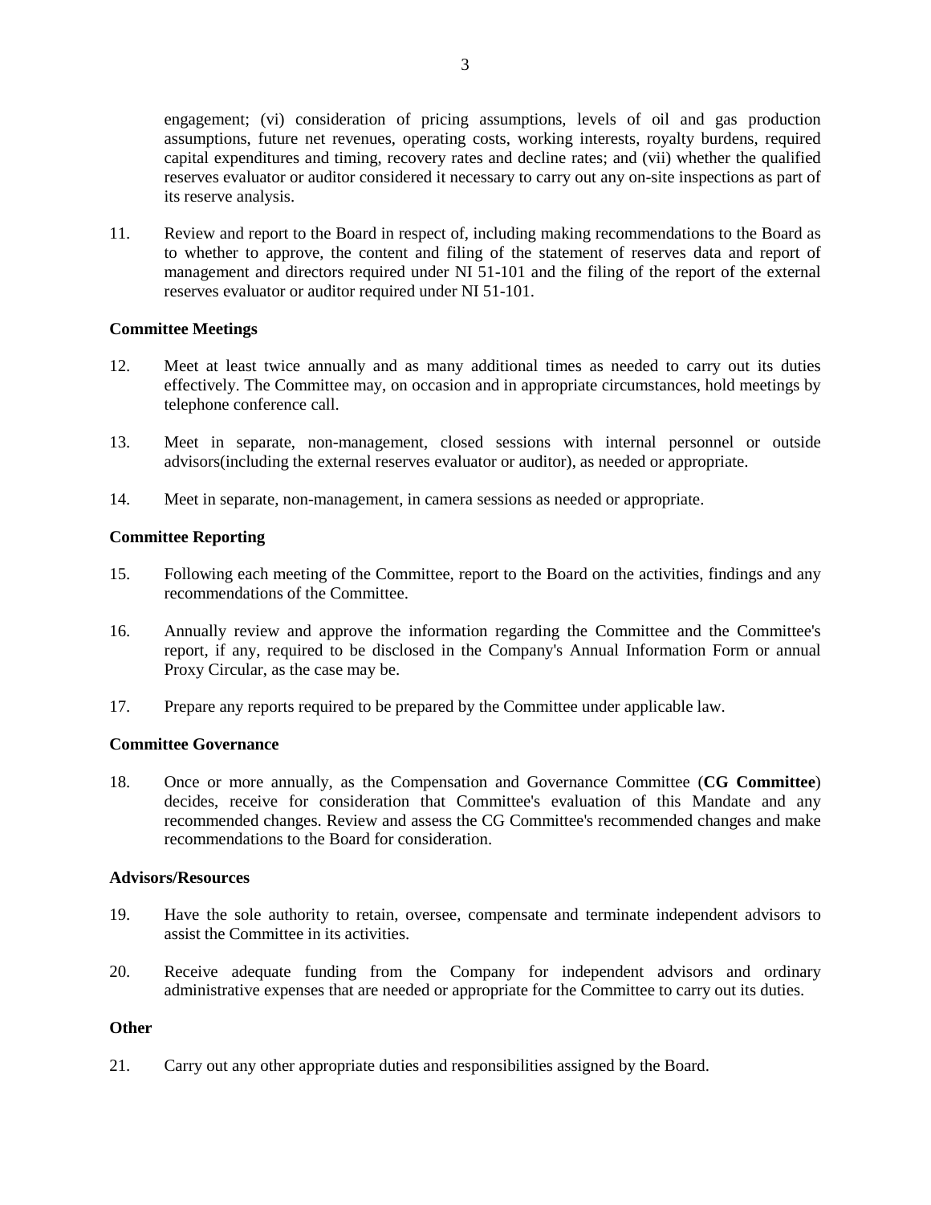engagement; (vi) consideration of pricing assumptions, levels of oil and gas production assumptions, future net revenues, operating costs, working interests, royalty burdens, required capital expenditures and timing, recovery rates and decline rates; and (vii) whether the qualified reserves evaluator or auditor considered it necessary to carry out any on-site inspections as part of its reserve analysis.

11. Review and report to the Board in respect of, including making recommendations to the Board as to whether to approve, the content and filing of the statement of reserves data and report of management and directors required under NI 51-101 and the filing of the report of the external reserves evaluator or auditor required under NI 51-101.

**Committee Meetings**

12. Meet at least twice annually and as many additional times as needed to carry out its duties effectively. The Committee may, on occasion and in appropriate circumstances, hold meetings by telephone conference call.

13. Meet in separate, non-management, closed sessions with internal personnel or outside advisors(including the external reserves evaluator or auditor), as needed or appropriate.

14. Meet in separate, non-management, in camera sessions as needed or appropriate.

**Committee Reporting**

15. Following each meeting of the Committee, report to the Board on the activities, findings and any recommendations of the Committee.

16. Annually review and approve the information regarding the Committee and the Committee's report, if any, required to be disclosed in the Company's Annual Information Form or annual Proxy Circular, as the case may be.

17. Prepare any reports required to be prepared by the Committee under applicable law.

**Committee Governance**

18. Once or more annually, as the Compensation and Governance Committee (**CG Committee**) decides, receive for consideration that Committee's evaluation of this Mandate and any recommended changes. Review and assess the CG Committee's recommended changes and make recommendations to the Board for consideration.

**Advisors/Resources**

19. Have the sole authority to retain, oversee, compensate and terminate independent advisors to assist the Committee in its activities.

20. Receive adequate funding from the Company for independent advisors and ordinary administrative expenses that are needed or appropriate for the Committee to carry out its duties.

**Other**

21. Carry out any other appropriate duties and responsibilities assigned by the Board.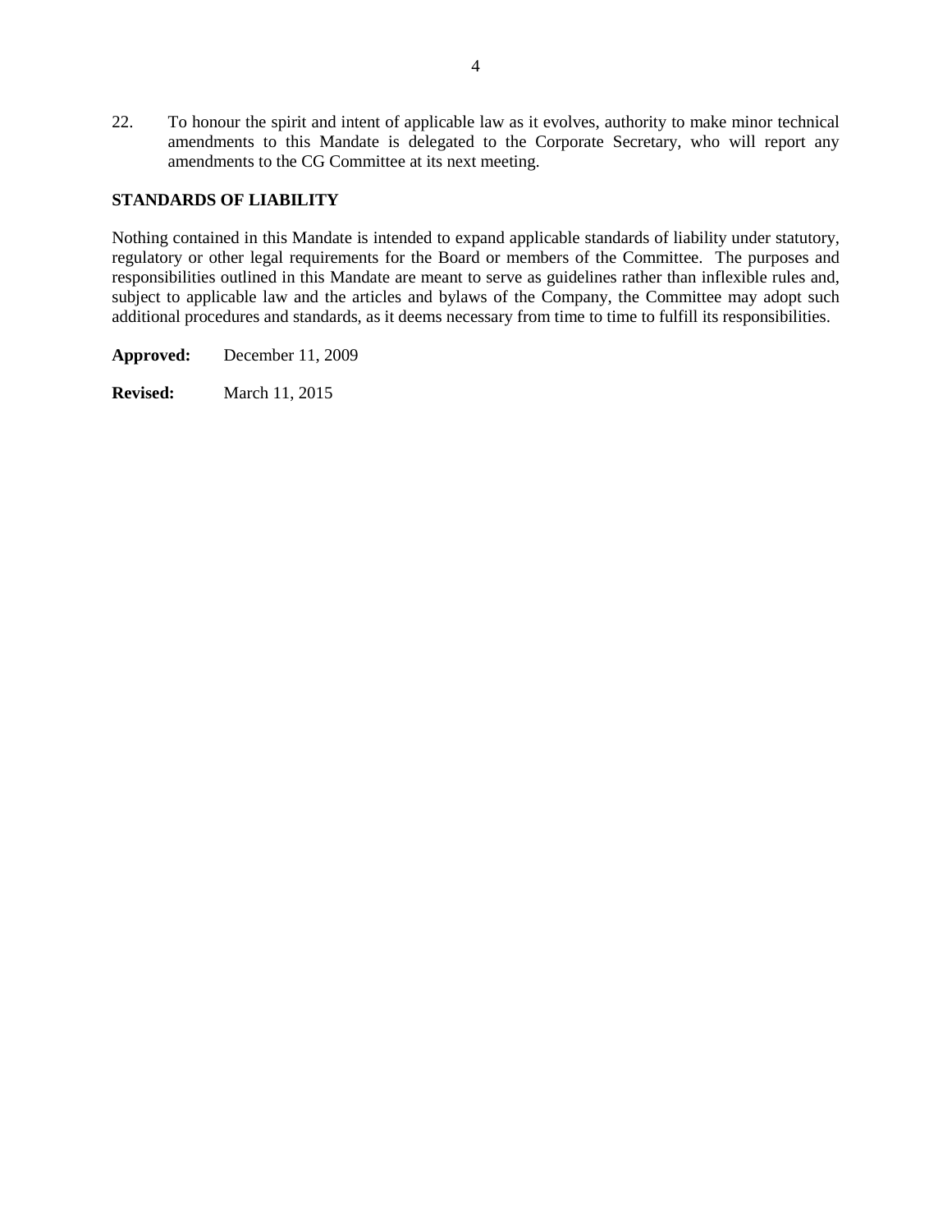22. To honour the spirit and intent of applicable law as it evolves, authority to make minor technical amendments to this Mandate is delegated to the Corporate Secretary, who will report any amendments to the CG Committee at its next meeting.

## STANDARDS OF LIABILITY

Nothing contained in this Mandate is intended to expand applicable standards of liability under statutory, regulatory or other legal requirements for the Board or members of the Committee. The purposes and responsibilities outlined in this Mandate are meant to serve as guidelines rather than inflexible rules and, subject to applicable law and the articles and bylaws of the Company, the Committee may adopt such additional procedures and standards, as it deems necessary from time to time to fulfill its responsibilities.

**Approved:** December 11, 2009

**Revised:** March 11, 2015